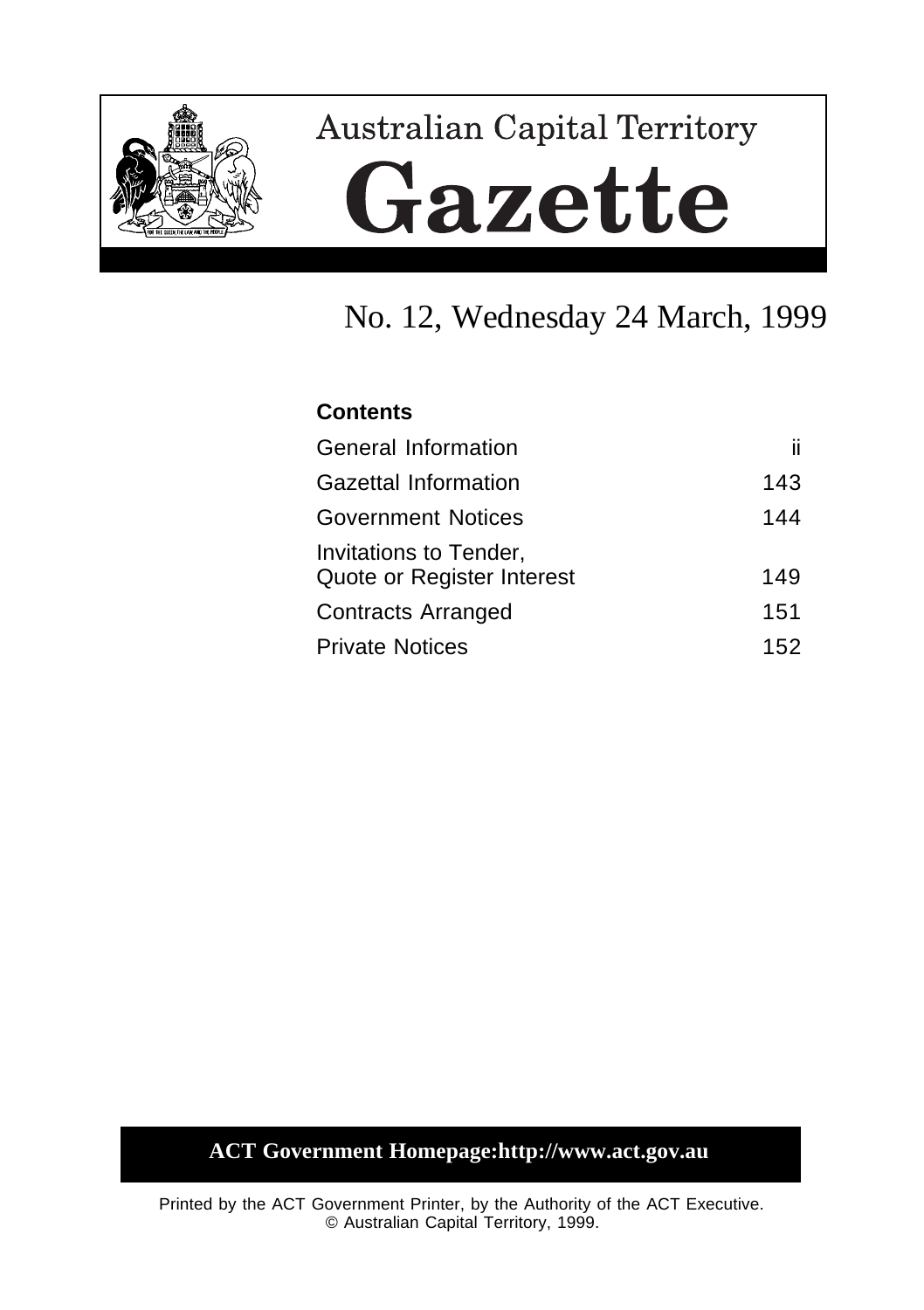# Australian Capital Territory

# Gazette

## No. 12, Wednesday 24 March, 1999

**Contents**

| | |
|---|---|
| General Information | ii |
| Gazettal Information | 143 |
| Government Notices | 144 |
| Invitations to Tender, Quote or Register Interest | 149 |
| Contracts Arranged | 151 |
| Private Notices | 152 |

**ACT Government Homepage:http://www.act.gov.au**

Printed by the ACT Government Printer, by the Authority of the ACT Executive.
© Australian Capital Territory, 1999.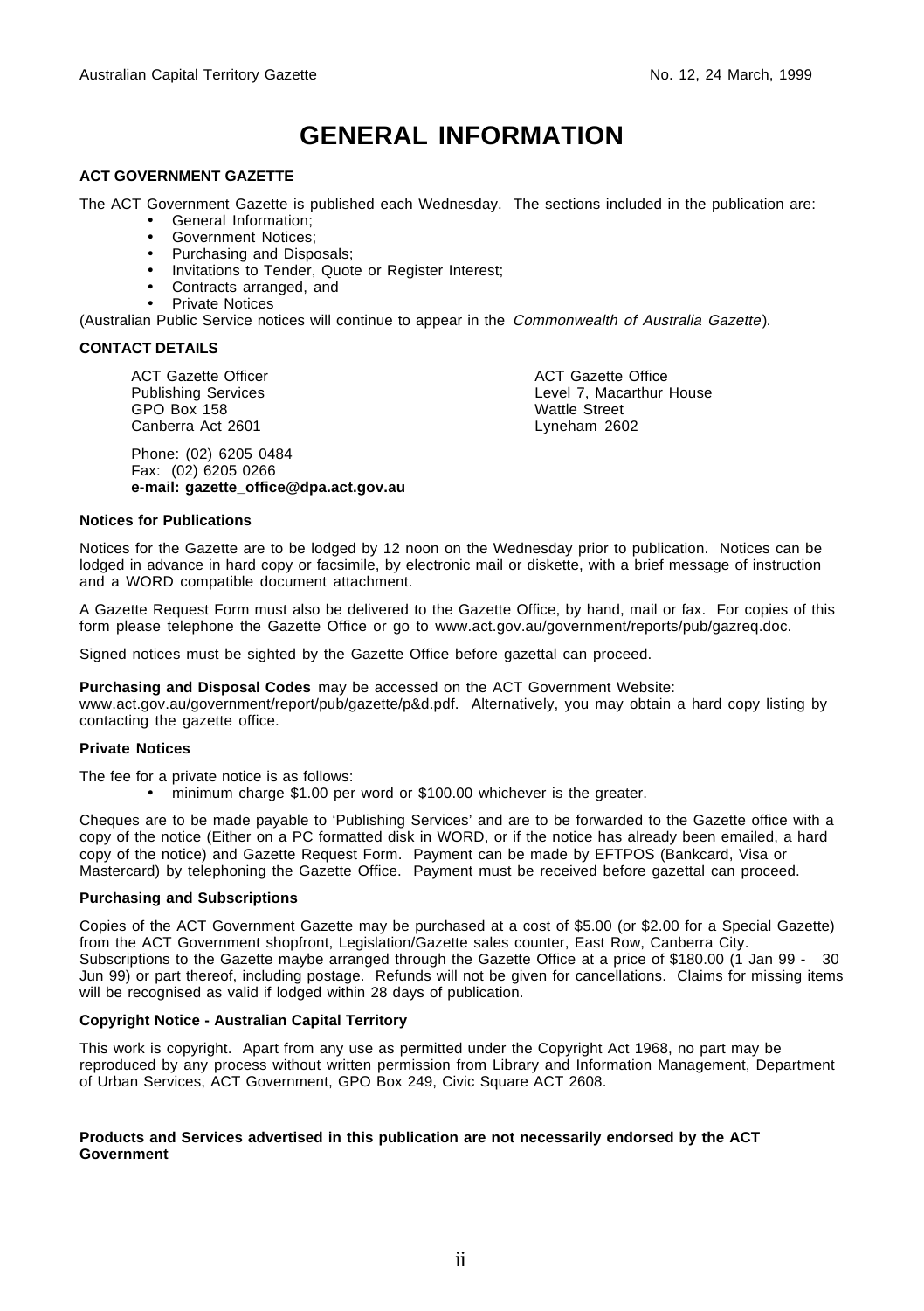# GENERAL INFORMATION

**ACT GOVERNMENT GAZETTE**

The ACT Government Gazette is published each Wednesday. The sections included in the publication are:

- General Information;
- Government Notices;
- Purchasing and Disposals;
- Invitations to Tender, Quote or Register Interest;
- Contracts arranged, and
- Private Notices

(Australian Public Service notices will continue to appear in the *Commonwealth of Australia Gazette*).

**CONTACT DETAILS**

ACT Gazette Officer
Publishing Services
GPO Box 158
Canberra Act 2601

ACT Gazette Office
Level 7, Macarthur House
Wattle Street
Lyneham 2602

Phone: (02) 6205 0484
Fax: (02) 6205 0266
**e-mail: gazette_office@dpa.act.gov.au**

**Notices for Publications**

Notices for the Gazette are to be lodged by 12 noon on the Wednesday prior to publication. Notices can be lodged in advance in hard copy or facsimile, by electronic mail or diskette, with a brief message of instruction and a WORD compatible document attachment.

A Gazette Request Form must also be delivered to the Gazette Office, by hand, mail or fax. For copies of this form please telephone the Gazette Office or go to www.act.gov.au/government/reports/pub/gazreq.doc.

Signed notices must be sighted by the Gazette Office before gazettal can proceed.

**Purchasing and Disposal Codes** may be accessed on the ACT Government Website: www.act.gov.au/government/report/pub/gazette/p&d.pdf. Alternatively, you may obtain a hard copy listing by contacting the gazette office.

**Private Notices**

The fee for a private notice is as follows:

- minimum charge $1.00 per word or $100.00 whichever is the greater.

Cheques are to be made payable to 'Publishing Services' and are to be forwarded to the Gazette office with a copy of the notice (Either on a PC formatted disk in WORD, or if the notice has already been emailed, a hard copy of the notice) and Gazette Request Form. Payment can be made by EFTPOS (Bankcard, Visa or Mastercard) by telephoning the Gazette Office. Payment must be received before gazettal can proceed.

**Purchasing and Subscriptions**

Copies of the ACT Government Gazette may be purchased at a cost of $5.00 (or $2.00 for a Special Gazette) from the ACT Government shopfront, Legislation/Gazette sales counter, East Row, Canberra City. Subscriptions to the Gazette maybe arranged through the Gazette Office at a price of $180.00 (1 Jan 99 - 30 Jun 99) or part thereof, including postage. Refunds will not be given for cancellations. Claims for missing items will be recognised as valid if lodged within 28 days of publication.

**Copyright Notice - Australian Capital Territory**

This work is copyright. Apart from any use as permitted under the Copyright Act 1968, no part may be reproduced by any process without written permission from Library and Information Management, Department of Urban Services, ACT Government, GPO Box 249, Civic Square ACT 2608.

**Products and Services advertised in this publication are not necessarily endorsed by the ACT Government**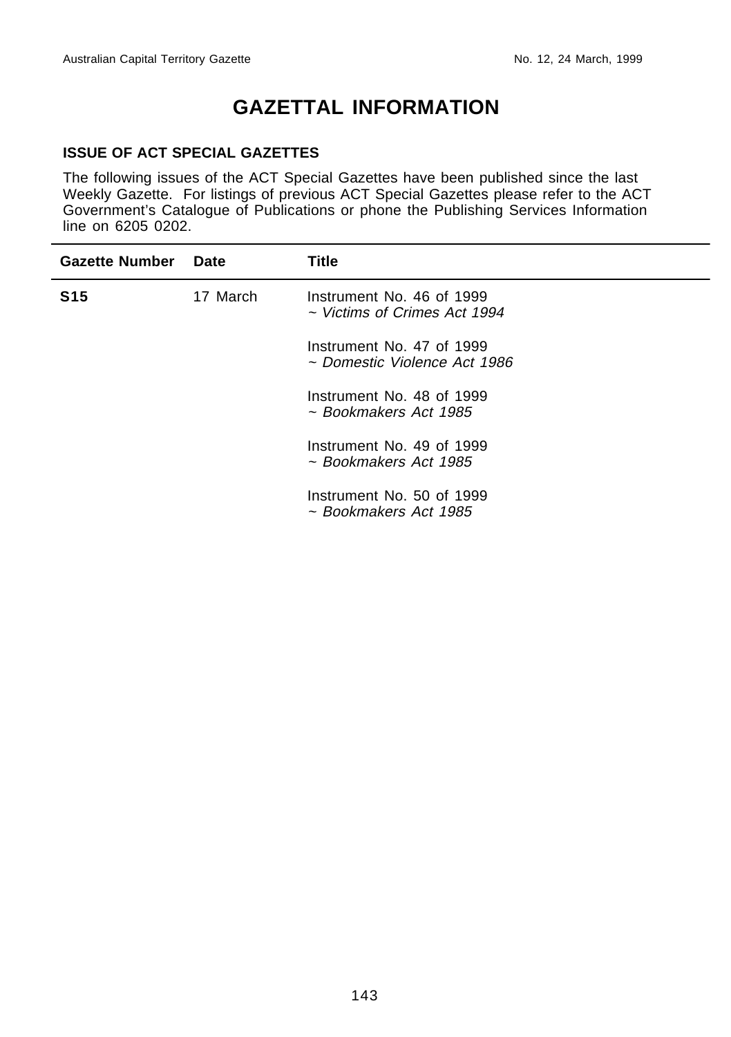# GAZETTAL INFORMATION

### ISSUE OF ACT SPECIAL GAZETTES

The following issues of the ACT Special Gazettes have been published since the last Weekly Gazette. For listings of previous ACT Special Gazettes please refer to the ACT Government's Catalogue of Publications or phone the Publishing Services Information line on 6205 0202.

| Gazette Number | Date | Title |
|---|---|---|
| **S15** | 17 March | Instrument No. 46 of 1999<br>~ *Victims of Crimes Act 1994*<br><br>Instrument No. 47 of 1999<br>~ *Domestic Violence Act 1986*<br><br>Instrument No. 48 of 1999<br>~ *Bookmakers Act 1985*<br><br>Instrument No. 49 of 1999<br>~ *Bookmakers Act 1985*<br><br>Instrument No. 50 of 1999<br>~ *Bookmakers Act 1985* |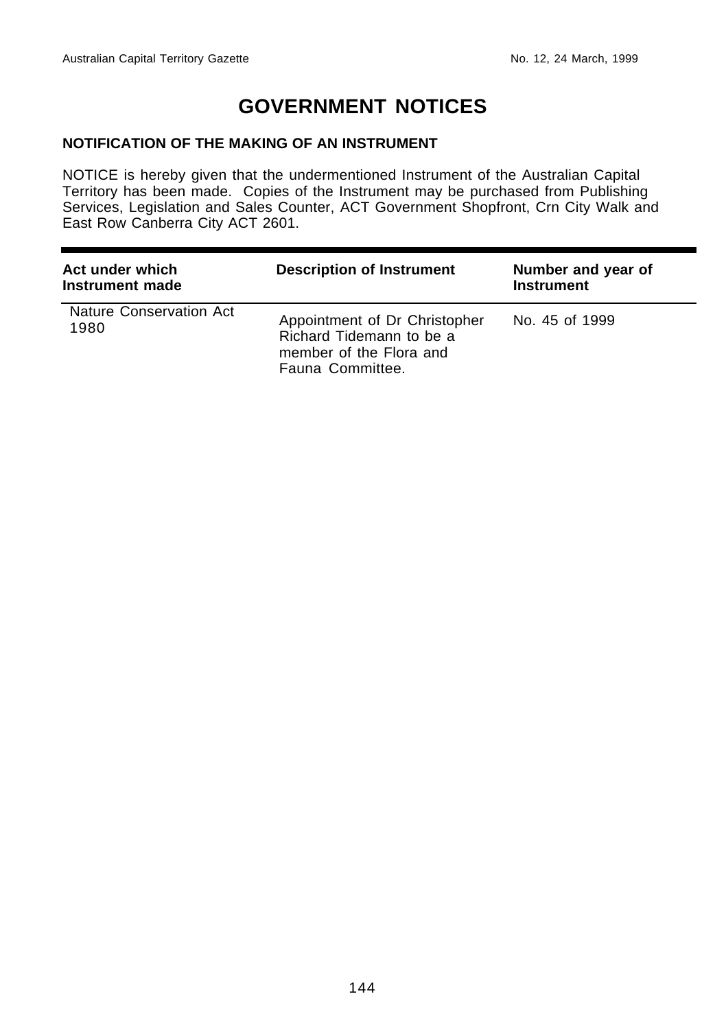# GOVERNMENT NOTICES

### NOTIFICATION OF THE MAKING OF AN INSTRUMENT

NOTICE is hereby given that the undermentioned Instrument of the Australian Capital Territory has been made. Copies of the Instrument may be purchased from Publishing Services, Legislation and Sales Counter, ACT Government Shopfront, Crn City Walk and East Row Canberra City ACT 2601.

| Act under which Instrument made | Description of Instrument | Number and year of Instrument |
|---|---|---|
| Nature Conservation Act 1980 | Appointment of Dr Christopher Richard Tidemann to be a member of the Flora and Fauna Committee. | No. 45 of 1999 |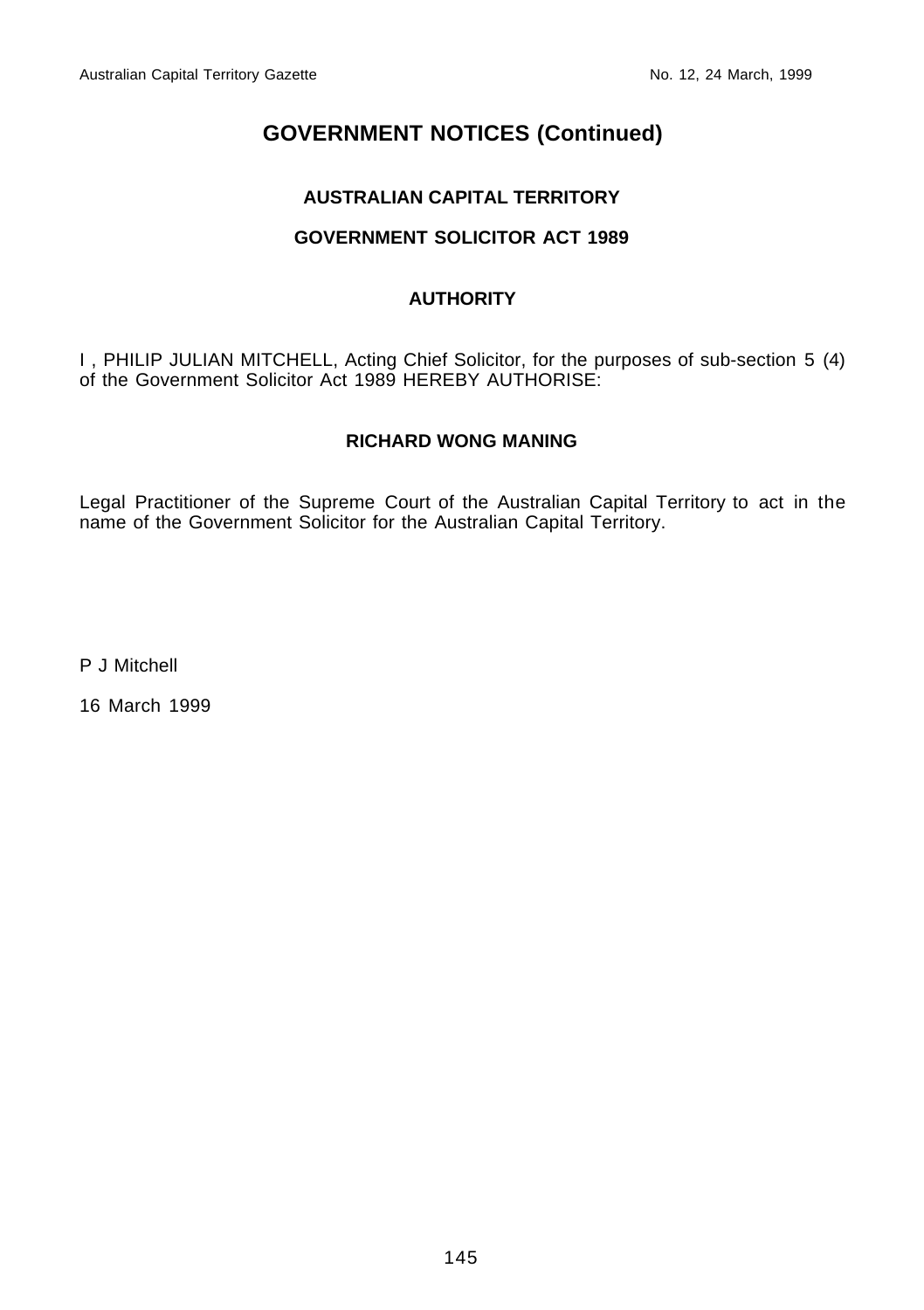# GOVERNMENT NOTICES (Continued)

## AUSTRALIAN CAPITAL TERRITORY

## GOVERNMENT SOLICITOR ACT 1989

### AUTHORITY

I , PHILIP JULIAN MITCHELL, Acting Chief Solicitor, for the purposes of sub-section 5 (4) of the Government Solicitor Act 1989 HEREBY AUTHORISE:

**RICHARD WONG MANING**

Legal Practitioner of the Supreme Court of the Australian Capital Territory to act in the name of the Government Solicitor for the Australian Capital Territory.

P J Mitchell

16 March 1999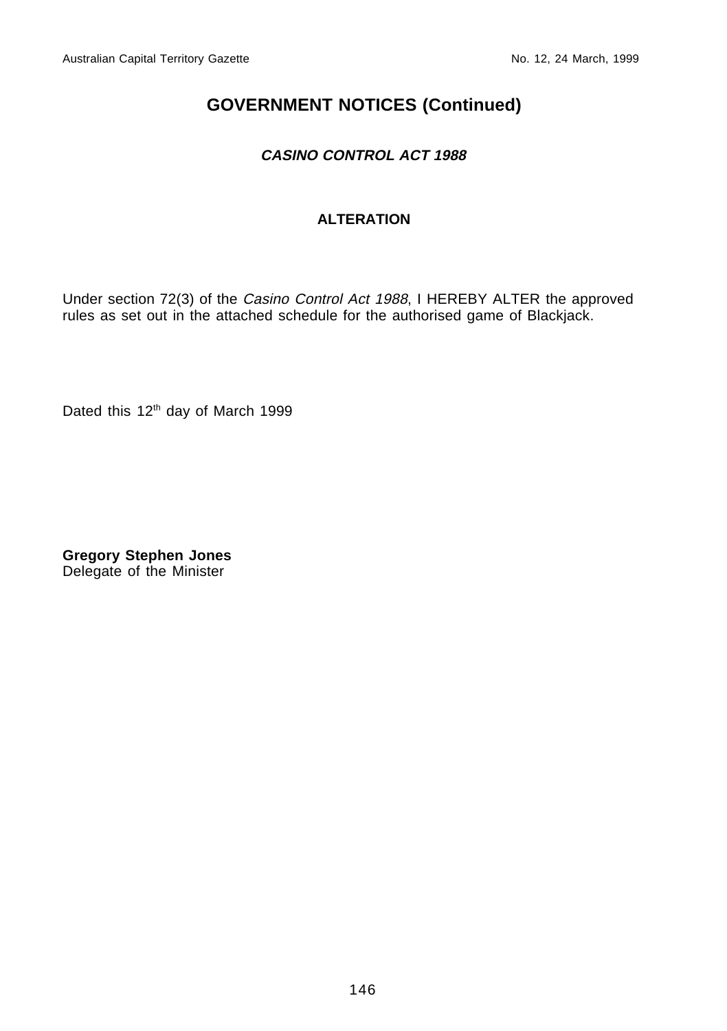## GOVERNMENT NOTICES (Continued)

### *CASINO CONTROL ACT 1988*

**ALTERATION**

Under section 72(3) of the *Casino Control Act 1988*, I HEREBY ALTER the approved rules as set out in the attached schedule for the authorised game of Blackjack.

Dated this 12th day of March 1999

**Gregory Stephen Jones**
Delegate of the Minister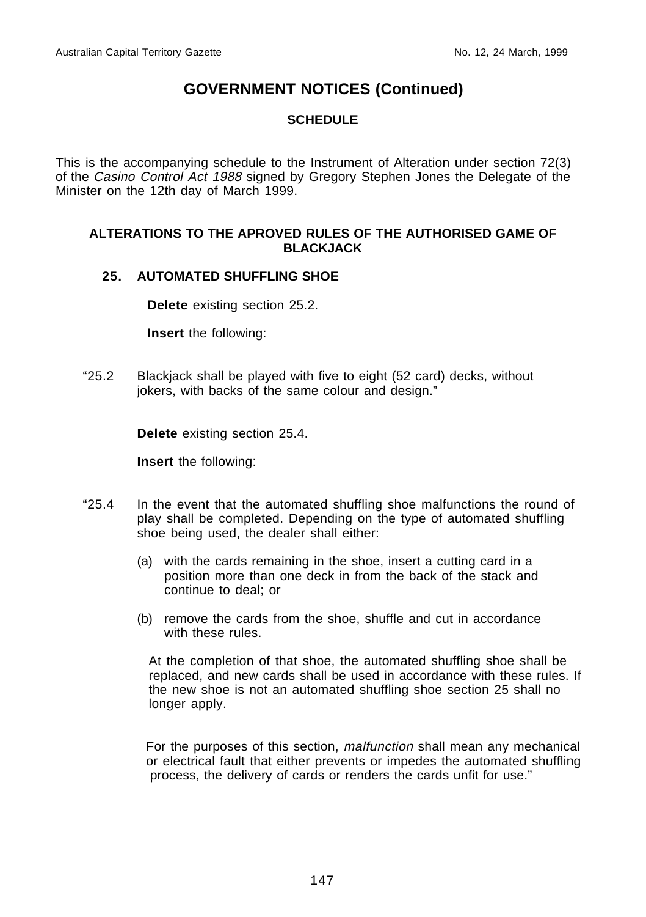# GOVERNMENT NOTICES (Continued)

## SCHEDULE

This is the accompanying schedule to the Instrument of Alteration under section 72(3) of the *Casino Control Act 1988* signed by Gregory Stephen Jones the Delegate of the Minister on the 12th day of March 1999.

### ALTERATIONS TO THE APROVED RULES OF THE AUTHORISED GAME OF BLACKJACK

**25. AUTOMATED SHUFFLING SHOE**

**Delete** existing section 25.2.

**Insert** the following:

"25.2 Blackjack shall be played with five to eight (52 card) decks, without jokers, with backs of the same colour and design."

**Delete** existing section 25.4.

**Insert** the following:

"25.4 In the event that the automated shuffling shoe malfunctions the round of play shall be completed. Depending on the type of automated shuffling shoe being used, the dealer shall either:

(a) with the cards remaining in the shoe, insert a cutting card in a position more than one deck in from the back of the stack and continue to deal; or

(b) remove the cards from the shoe, shuffle and cut in accordance with these rules.

At the completion of that shoe, the automated shuffling shoe shall be replaced, and new cards shall be used in accordance with these rules. If the new shoe is not an automated shuffling shoe section 25 shall no longer apply.

For the purposes of this section, *malfunction* shall mean any mechanical or electrical fault that either prevents or impedes the automated shuffling process, the delivery of cards or renders the cards unfit for use."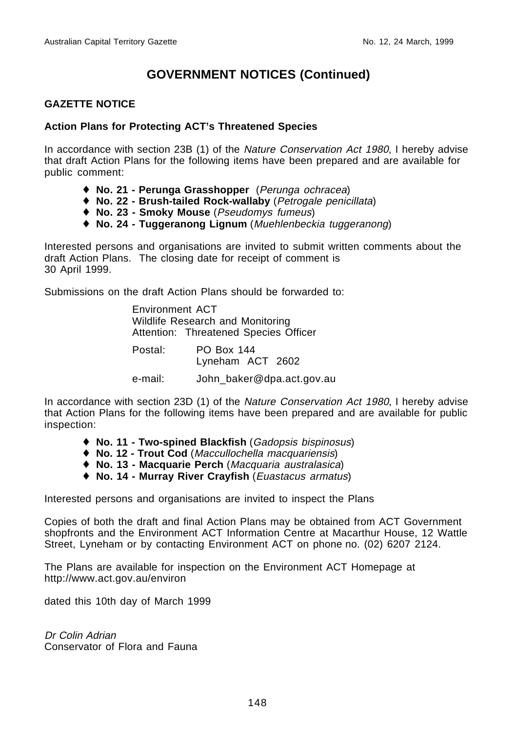# GOVERNMENT NOTICES (Continued)

## GAZETTE NOTICE

### Action Plans for Protecting ACT's Threatened Species

In accordance with section 23B (1) of the *Nature Conservation Act 1980*, I hereby advise that draft Action Plans for the following items have been prepared and are available for public comment:

- **No. 21 - Perunga Grasshopper** (*Perunga ochracea*)
- **No. 22 - Brush-tailed Rock-wallaby** (*Petrogale penicillata*)
- **No. 23 - Smoky Mouse** (*Pseudomys fumeus*)
- **No. 24 - Tuggeranong Lignum** (*Muehlenbeckia tuggeranong*)

Interested persons and organisations are invited to submit written comments about the draft Action Plans. The closing date for receipt of comment is 30 April 1999.

Submissions on the draft Action Plans should be forwarded to:

Environment ACT
Wildlife Research and Monitoring
Attention: Threatened Species Officer

Postal: PO Box 144
Lyneham ACT 2602

e-mail: John_baker@dpa.act.gov.au

In accordance with section 23D (1) of the *Nature Conservation Act 1980*, I hereby advise that Action Plans for the following items have been prepared and are available for public inspection:

- **No. 11 - Two-spined Blackfish** (*Gadopsis bispinosus*)
- **No. 12 - Trout Cod** (*Maccullochella macquariensis*)
- **No. 13 - Macquarie Perch** (*Macquaria australasica*)
- **No. 14 - Murray River Crayfish** (*Euastacus armatus*)

Interested persons and organisations are invited to inspect the Plans

Copies of both the draft and final Action Plans may be obtained from ACT Government shopfronts and the Environment ACT Information Centre at Macarthur House, 12 Wattle Street, Lyneham or by contacting Environment ACT on phone no. (02) 6207 2124.

The Plans are available for inspection on the Environment ACT Homepage at http://www.act.gov.au/environ

dated this 10th day of March 1999

*Dr Colin Adrian*
Conservator of Flora and Fauna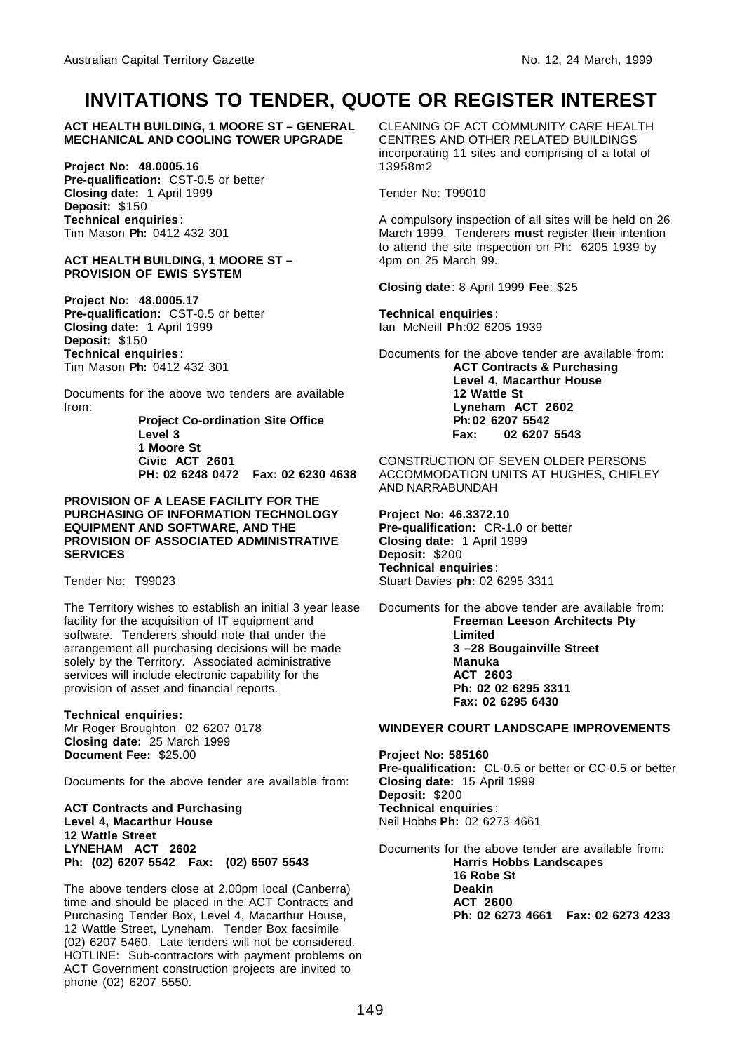# INVITATIONS TO TENDER, QUOTE OR REGISTER INTEREST

**ACT HEALTH BUILDING, 1 MOORE ST – GENERAL MECHANICAL AND COOLING TOWER UPGRADE**

**Project No: 48.0005.16**
**Pre-qualification:** CST-0.5 or better
**Closing date:** 1 April 1999
**Deposit:** $150
**Technical enquiries**:
Tim Mason **Ph:** 0412 432 301

**ACT HEALTH BUILDING, 1 MOORE ST – PROVISION OF EWIS SYSTEM**

**Project No: 48.0005.17**
**Pre-qualification:** CST-0.5 or better
**Closing date:** 1 April 1999
**Deposit:** $150
**Technical enquiries**:
Tim Mason **Ph:** 0412 432 301

Documents for the above two tenders are available from:

**Project Co-ordination Site Office**
**Level 3**
**1 Moore St**
**Civic ACT 2601**
**PH: 02 6248 0472 Fax: 02 6230 4638**

**PROVISION OF A LEASE FACILITY FOR THE PURCHASING OF INFORMATION TECHNOLOGY EQUIPMENT AND SOFTWARE, AND THE PROVISION OF ASSOCIATED ADMINISTRATIVE SERVICES**

Tender No: T99023

The Territory wishes to establish an initial 3 year lease facility for the acquisition of IT equipment and software. Tenderers should note that under the arrangement all purchasing decisions will be made solely by the Territory. Associated administrative services will include electronic capability for the provision of asset and financial reports.

**Technical enquiries:**
Mr Roger Broughton 02 6207 0178
**Closing date:** 25 March 1999
**Document Fee:** $25.00

Documents for the above tender are available from:

**ACT Contracts and Purchasing**
**Level 4, Macarthur House**
**12 Wattle Street**
**LYNEHAM ACT 2602**
**Ph: (02) 6207 5542 Fax: (02) 6507 5543**

The above tenders close at 2.00pm local (Canberra) time and should be placed in the ACT Contracts and Purchasing Tender Box, Level 4, Macarthur House, 12 Wattle Street, Lyneham. Tender Box facsimile (02) 6207 5460. Late tenders will not be considered. HOTLINE: Sub-contractors with payment problems on ACT Government construction projects are invited to phone (02) 6207 5550.

CLEANING OF ACT COMMUNITY CARE HEALTH CENTRES AND OTHER RELATED BUILDINGS incorporating 11 sites and comprising of a total of 13958m2

Tender No: T99010

A compulsory inspection of all sites will be held on 26 March 1999. Tenderers **must** register their intention to attend the site inspection on Ph: 6205 1939 by 4pm on 25 March 99.

**Closing date**: 8 April 1999 **Fee**: $25

**Technical enquiries**:
Ian McNeill **Ph**:02 6205 1939

Documents for the above tender are available from:

**ACT Contracts & Purchasing**
**Level 4, Macarthur House**
**12 Wattle St**
**Lyneham ACT 2602**
**Ph: 02 6207 5542**
**Fax: 02 6207 5543**

CONSTRUCTION OF SEVEN OLDER PERSONS ACCOMMODATION UNITS AT HUGHES, CHIFLEY AND NARRABUNDAH

**Project No: 46.3372.10**
**Pre-qualification:** CR-1.0 or better
**Closing date:** 1 April 1999
**Deposit:** $200
**Technical enquiries**:
Stuart Davies **ph:** 02 6295 3311

Documents for the above tender are available from:

**Freeman Leeson Architects Pty Limited**
**3 –28 Bougainville Street**
**Manuka**
**ACT 2603**
**Ph: 02 02 6295 3311**
**Fax: 02 6295 6430**

**WINDEYER COURT LANDSCAPE IMPROVEMENTS**

**Project No: 585160**
**Pre-qualification:** CL-0.5 or better or CC-0.5 or better
**Closing date:** 15 April 1999
**Deposit:** $200
**Technical enquiries**:
Neil Hobbs **Ph:** 02 6273 4661

Documents for the above tender are available from:

**Harris Hobbs Landscapes**
**16 Robe St**
**Deakin**
**ACT 2600**
**Ph: 02 6273 4661 Fax: 02 6273 4233**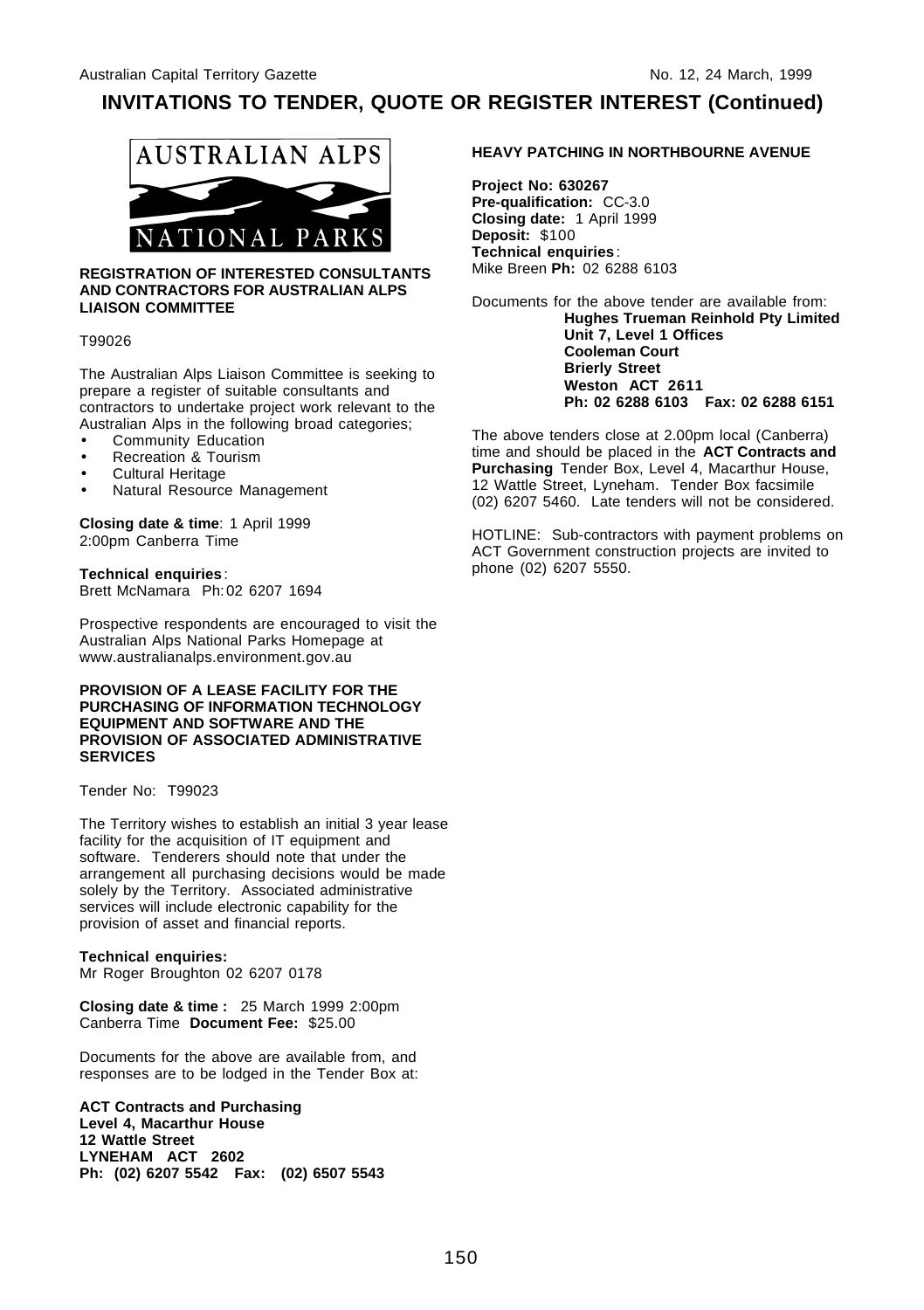# INVITATIONS TO TENDER, QUOTE OR REGISTER INTEREST (Continued)

AUSTRALIAN ALPS NATIONAL PARKS

**REGISTRATION OF INTERESTED CONSULTANTS AND CONTRACTORS FOR AUSTRALIAN ALPS LIAISON COMMITTEE**

T99026

The Australian Alps Liaison Committee is seeking to prepare a register of suitable consultants and contractors to undertake project work relevant to the Australian Alps in the following broad categories;

- Community Education
- Recreation & Tourism
- Cultural Heritage
- Natural Resource Management

**Closing date & time**: 1 April 1999
2:00pm Canberra Time

**Technical enquiries**:
Brett McNamara Ph: 02 6207 1694

Prospective respondents are encouraged to visit the Australian Alps National Parks Homepage at www.australianalps.environment.gov.au

**PROVISION OF A LEASE FACILITY FOR THE PURCHASING OF INFORMATION TECHNOLOGY EQUIPMENT AND SOFTWARE AND THE PROVISION OF ASSOCIATED ADMINISTRATIVE SERVICES**

Tender No: T99023

The Territory wishes to establish an initial 3 year lease facility for the acquisition of IT equipment and software. Tenderers should note that under the arrangement all purchasing decisions would be made solely by the Territory. Associated administrative services will include electronic capability for the provision of asset and financial reports.

**Technical enquiries:**
Mr Roger Broughton 02 6207 0178

**Closing date & time :** 25 March 1999 2:00pm Canberra Time **Document Fee:** $25.00

Documents for the above are available from, and responses are to be lodged in the Tender Box at:

**ACT Contracts and Purchasing**
**Level 4, Macarthur House**
**12 Wattle Street**
**LYNEHAM ACT 2602**
**Ph: (02) 6207 5542 Fax: (02) 6507 5543**

**HEAVY PATCHING IN NORTHBOURNE AVENUE**

**Project No: 630267**
**Pre-qualification:** CC-3.0
**Closing date:** 1 April 1999
**Deposit:** $100
**Technical enquiries**:
Mike Breen **Ph:** 02 6288 6103

Documents for the above tender are available from:

**Hughes Trueman Reinhold Pty Limited**
**Unit 7, Level 1 Offices**
**Cooleman Court**
**Brierly Street**
**Weston ACT 2611**
**Ph: 02 6288 6103 Fax: 02 6288 6151**

The above tenders close at 2.00pm local (Canberra) time and should be placed in the **ACT Contracts and Purchasing** Tender Box, Level 4, Macarthur House, 12 Wattle Street, Lyneham. Tender Box facsimile (02) 6207 5460. Late tenders will not be considered.

HOTLINE: Sub-contractors with payment problems on ACT Government construction projects are invited to phone (02) 6207 5550.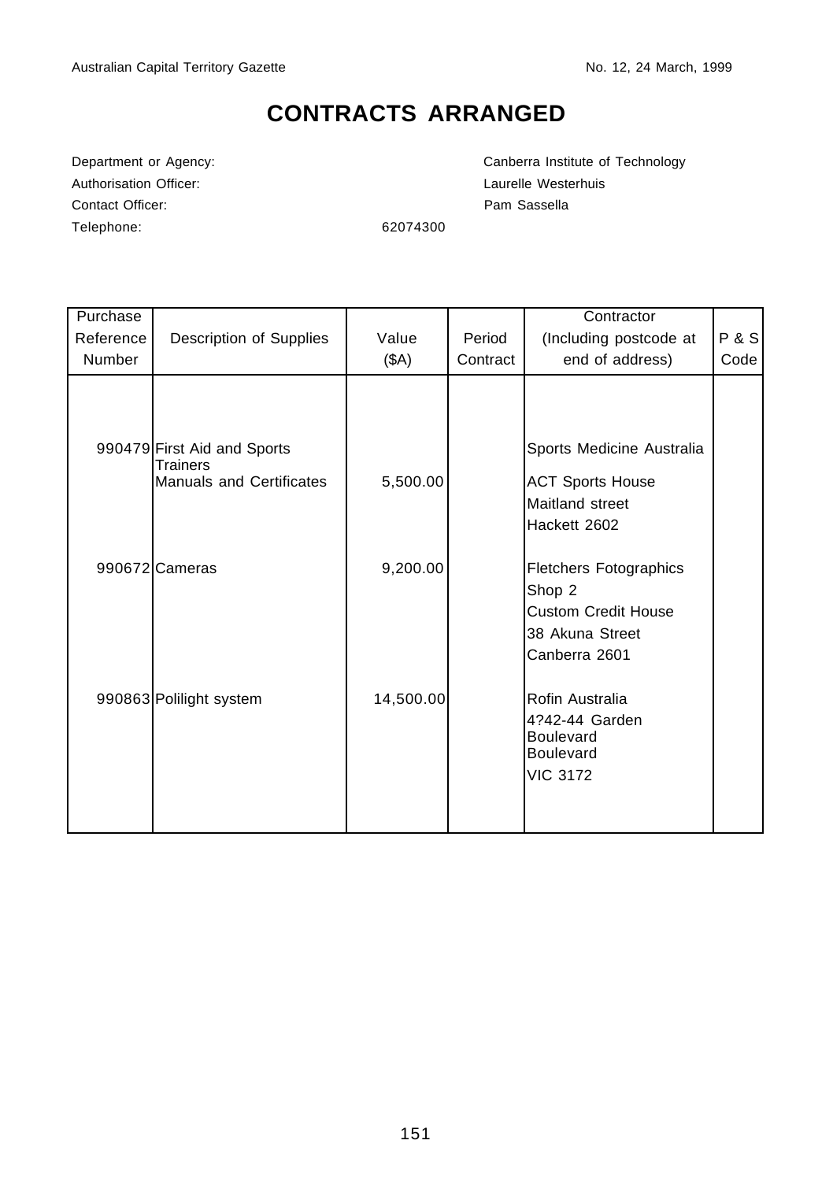# CONTRACTS ARRANGED

Department or Agency: Canberra Institute of Technology
Authorisation Officer: Laurelle Westerhuis
Contact Officer: Pam Sassella
Telephone: 62074300

| Purchase Reference Number | Description of Supplies | Value ($A) | Period Contract | Contractor (Including postcode at end of address) | P & S Code |
|---|---|---|---|---|---|
| 990479 | First Aid and Sports Trainers Manuals and Certificates | 5,500.00 | | Sports Medicine Australia ACT Sports House Maitland street Hackett 2602 | |
| 990672 | Cameras | 9,200.00 | | Fletchers Fotographics Shop 2 Custom Credit House 38 Akuna Street Canberra 2601 | |
| 990863 | Polilight system | 14,500.00 | | Rofin Australia 4?42-44 Garden Boulevard Boulevard VIC 3172 | |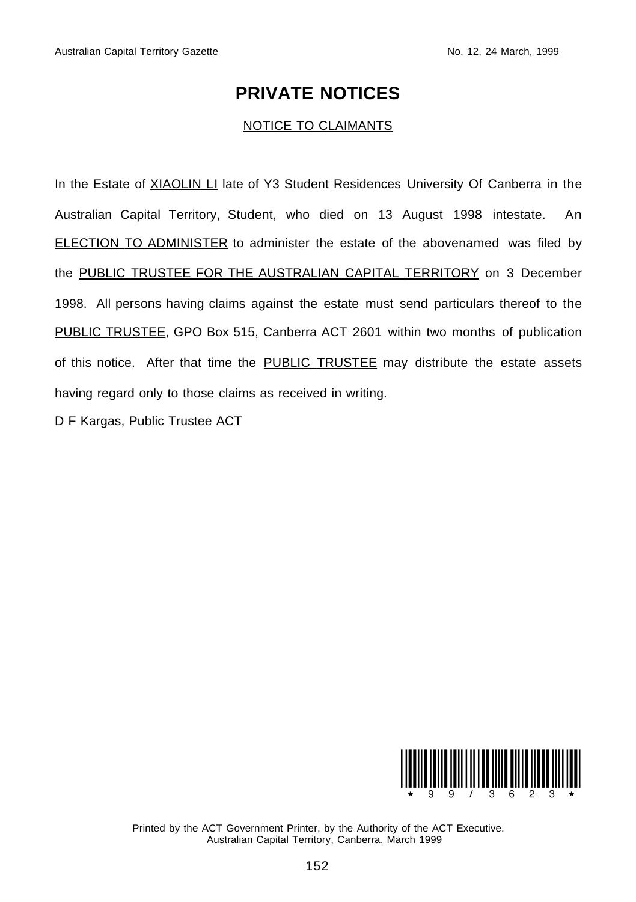# PRIVATE NOTICES

## NOTICE TO CLAIMANTS

In the Estate of XIAOLIN LI late of Y3 Student Residences University Of Canberra in the Australian Capital Territory, Student, who died on 13 August 1998 intestate. An ELECTION TO ADMINISTER to administer the estate of the abovenamed was filed by the PUBLIC TRUSTEE FOR THE AUSTRALIAN CAPITAL TERRITORY on 3 December 1998. All persons having claims against the estate must send particulars thereof to the PUBLIC TRUSTEE, GPO Box 515, Canberra ACT 2601 within two months of publication of this notice. After that time the PUBLIC TRUSTEE may distribute the estate assets having regard only to those claims as received in writing.

D F Kargas, Public Trustee ACT

*99/3623*

Printed by the ACT Government Printer, by the Authority of the ACT Executive.
Australian Capital Territory, Canberra, March 1999